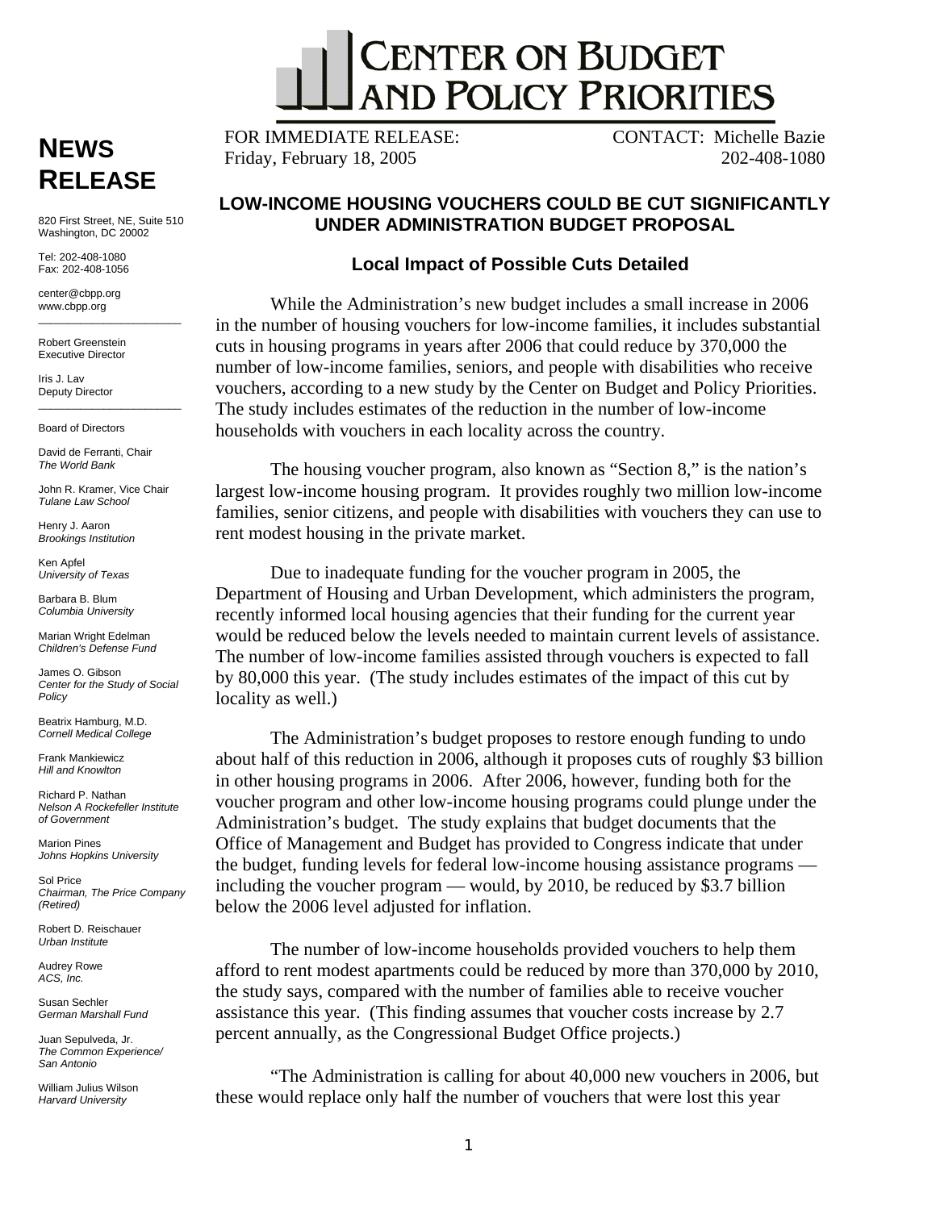# CENTER ON BUDGET AND POLICY PRIORITIES

## NEWS RELEASE

820 First Street, NE, Suite 510
Washington, DC 20002

Tel: 202-408-1080
Fax: 202-408-1056

center@cbpp.org
www.cbpp.org

Robert Greenstein
Executive Director

Iris J. Lav
Deputy Director

Board of Directors

David de Ferranti, Chair
*The World Bank*

John R. Kramer, Vice Chair
*Tulane Law School*

Henry J. Aaron
*Brookings Institution*

Ken Apfel
*University of Texas*

Barbara B. Blum
*Columbia University*

Marian Wright Edelman
*Children's Defense Fund*

James O. Gibson
*Center for the Study of Social Policy*

Beatrix Hamburg, M.D.
*Cornell Medical College*

Frank Mankiewicz
*Hill and Knowlton*

Richard P. Nathan
*Nelson A Rockefeller Institute of Government*

Marion Pines
*Johns Hopkins University*

Sol Price
*Chairman, The Price Company (Retired)*

Robert D. Reischauer
*Urban Institute*

Audrey Rowe
*ACS, Inc.*

Susan Sechler
*German Marshall Fund*

Juan Sepulveda, Jr.
*The Common Experience/ San Antonio*

William Julius Wilson
*Harvard University*

FOR IMMEDIATE RELEASE:
Friday, February 18, 2005

CONTACT: Michelle Bazie
202-408-1080

### LOW-INCOME HOUSING VOUCHERS COULD BE CUT SIGNIFICANTLY UNDER ADMINISTRATION BUDGET PROPOSAL

#### Local Impact of Possible Cuts Detailed

While the Administration's new budget includes a small increase in 2006 in the number of housing vouchers for low-income families, it includes substantial cuts in housing programs in years after 2006 that could reduce by 370,000 the number of low-income families, seniors, and people with disabilities who receive vouchers, according to a new study by the Center on Budget and Policy Priorities. The study includes estimates of the reduction in the number of low-income households with vouchers in each locality across the country.

The housing voucher program, also known as "Section 8," is the nation's largest low-income housing program. It provides roughly two million low-income families, senior citizens, and people with disabilities with vouchers they can use to rent modest housing in the private market.

Due to inadequate funding for the voucher program in 2005, the Department of Housing and Urban Development, which administers the program, recently informed local housing agencies that their funding for the current year would be reduced below the levels needed to maintain current levels of assistance. The number of low-income families assisted through vouchers is expected to fall by 80,000 this year. (The study includes estimates of the impact of this cut by locality as well.)

The Administration's budget proposes to restore enough funding to undo about half of this reduction in 2006, although it proposes cuts of roughly $3 billion in other housing programs in 2006. After 2006, however, funding both for the voucher program and other low-income housing programs could plunge under the Administration's budget. The study explains that budget documents that the Office of Management and Budget has provided to Congress indicate that under the budget, funding levels for federal low-income housing assistance programs — including the voucher program — would, by 2010, be reduced by $3.7 billion below the 2006 level adjusted for inflation.

The number of low-income households provided vouchers to help them afford to rent modest apartments could be reduced by more than 370,000 by 2010, the study says, compared with the number of families able to receive voucher assistance this year. (This finding assumes that voucher costs increase by 2.7 percent annually, as the Congressional Budget Office projects.)

"The Administration is calling for about 40,000 new vouchers in 2006, but these would replace only half the number of vouchers that were lost this year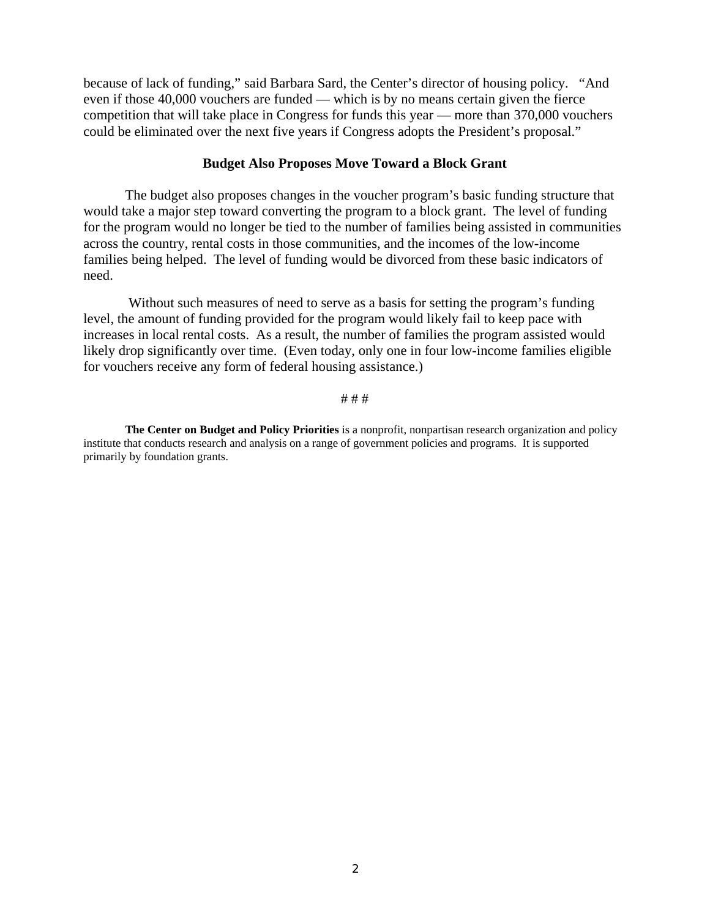because of lack of funding," said Barbara Sard, the Center's director of housing policy. "And even if those 40,000 vouchers are funded — which is by no means certain given the fierce competition that will take place in Congress for funds this year — more than 370,000 vouchers could be eliminated over the next five years if Congress adopts the President's proposal."

## Budget Also Proposes Move Toward a Block Grant

The budget also proposes changes in the voucher program's basic funding structure that would take a major step toward converting the program to a block grant. The level of funding for the program would no longer be tied to the number of families being assisted in communities across the country, rental costs in those communities, and the incomes of the low-income families being helped. The level of funding would be divorced from these basic indicators of need.

Without such measures of need to serve as a basis for setting the program's funding level, the amount of funding provided for the program would likely fail to keep pace with increases in local rental costs. As a result, the number of families the program assisted would likely drop significantly over time. (Even today, only one in four low-income families eligible for vouchers receive any form of federal housing assistance.)

# # #

**The Center on Budget and Policy Priorities** is a nonprofit, nonpartisan research organization and policy institute that conducts research and analysis on a range of government policies and programs. It is supported primarily by foundation grants.